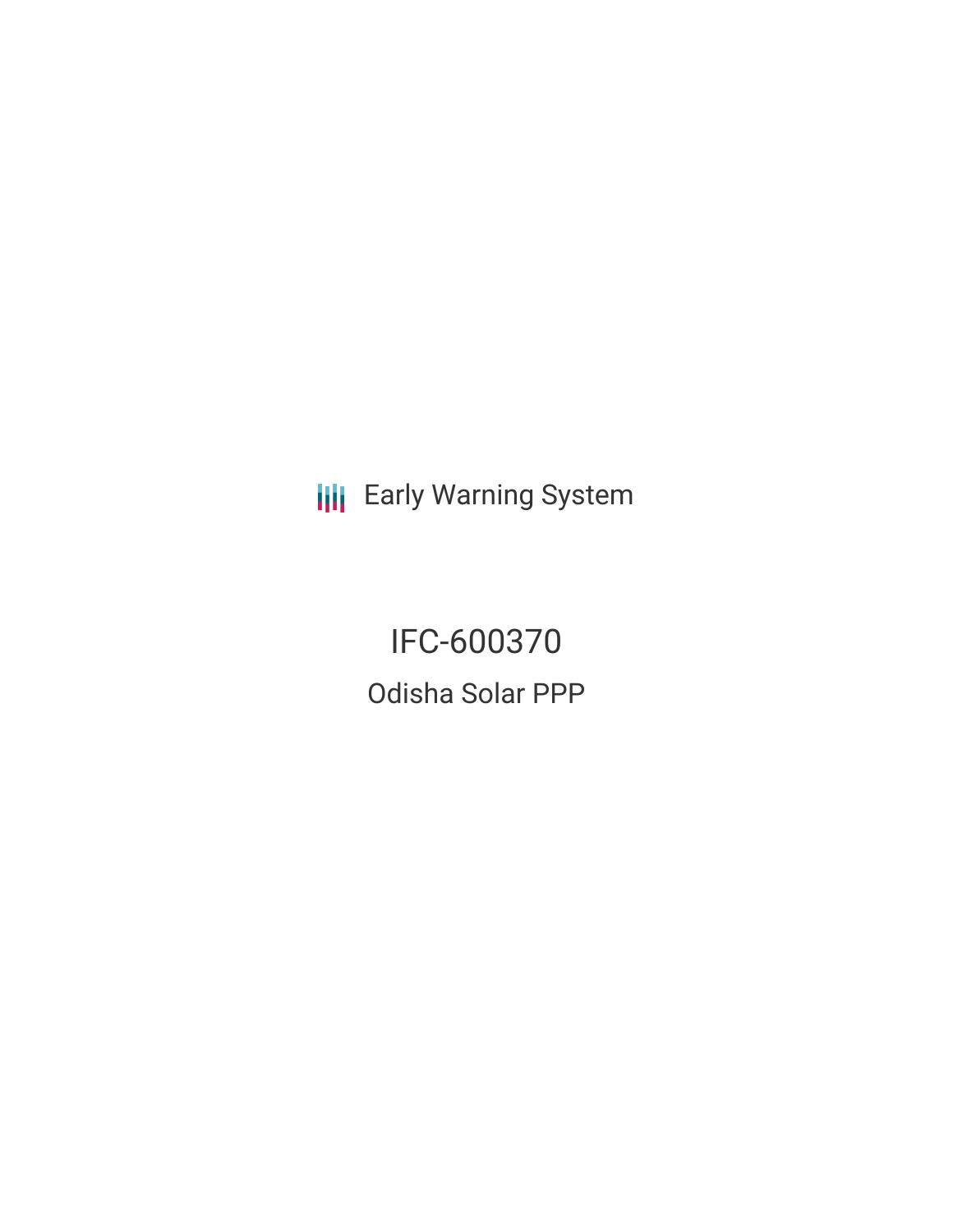Early Warning System

# IFC-600370

## Odisha Solar PPP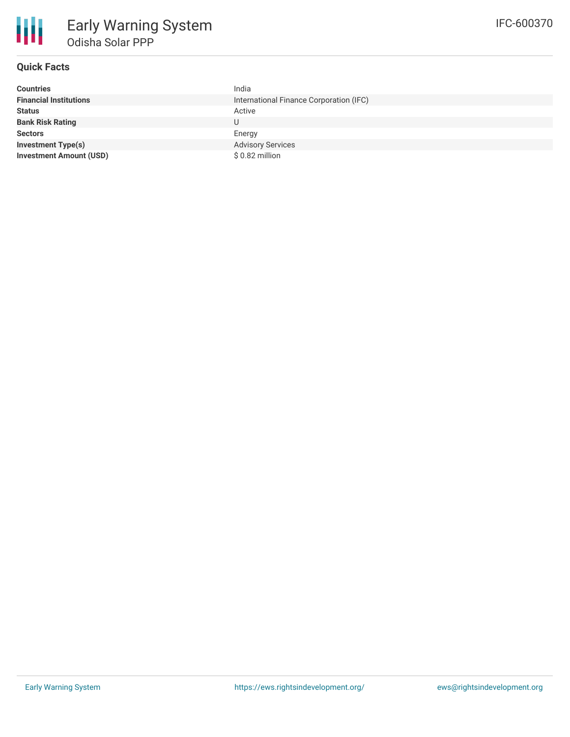# Early Warning System

## Odisha Solar PPP

IFC-600370

### Quick Facts

| | |
|---|---|
| **Countries** | India |
| **Financial Institutions** | International Finance Corporation (IFC) |
| **Status** | Active |
| **Bank Risk Rating** | U |
| **Sectors** | Energy |
| **Investment Type(s)** | Advisory Services |
| **Investment Amount (USD)** | $ 0.82 million |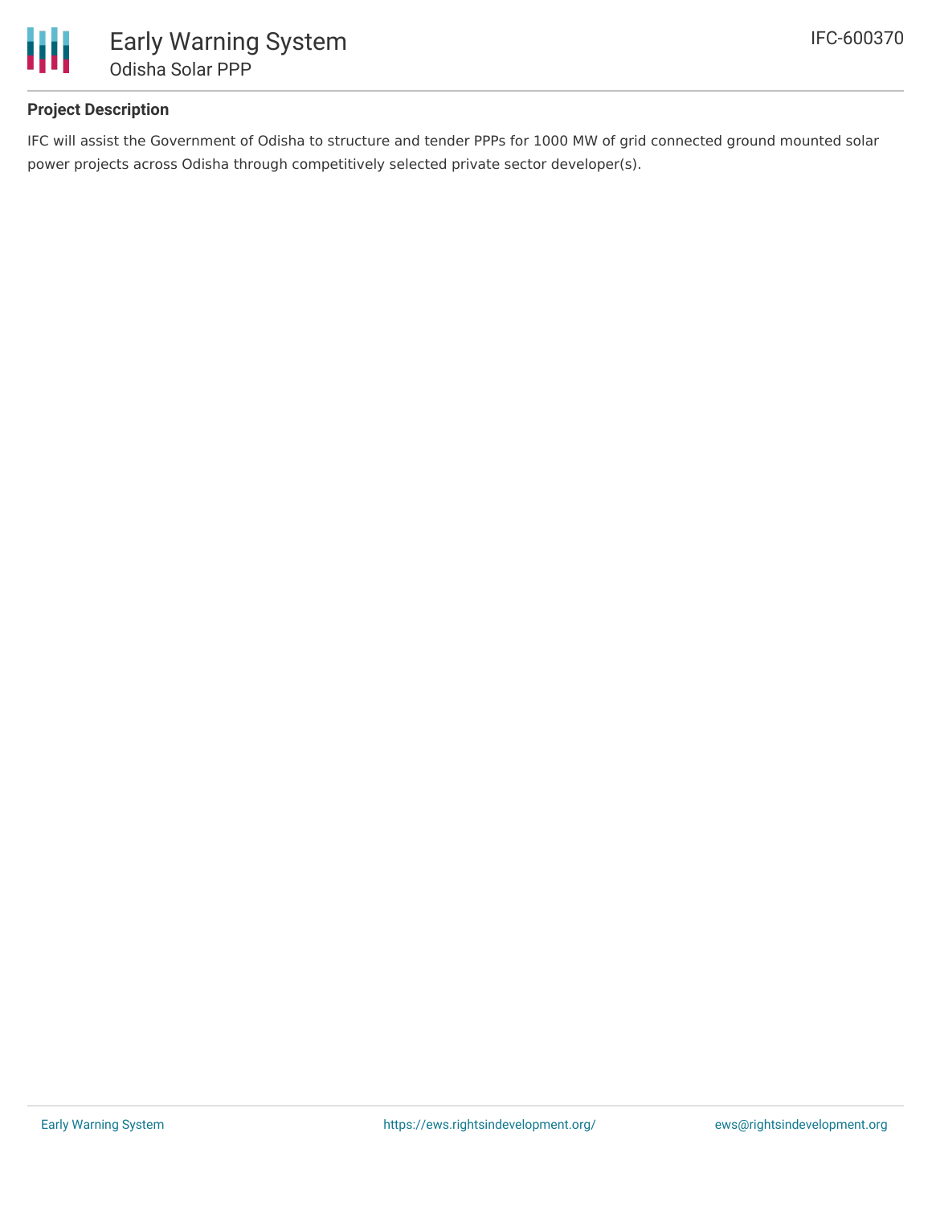## Project Description

IFC will assist the Government of Odisha to structure and tender PPPs for 1000 MW of grid connected ground mounted solar power projects across Odisha through competitively selected private sector developer(s).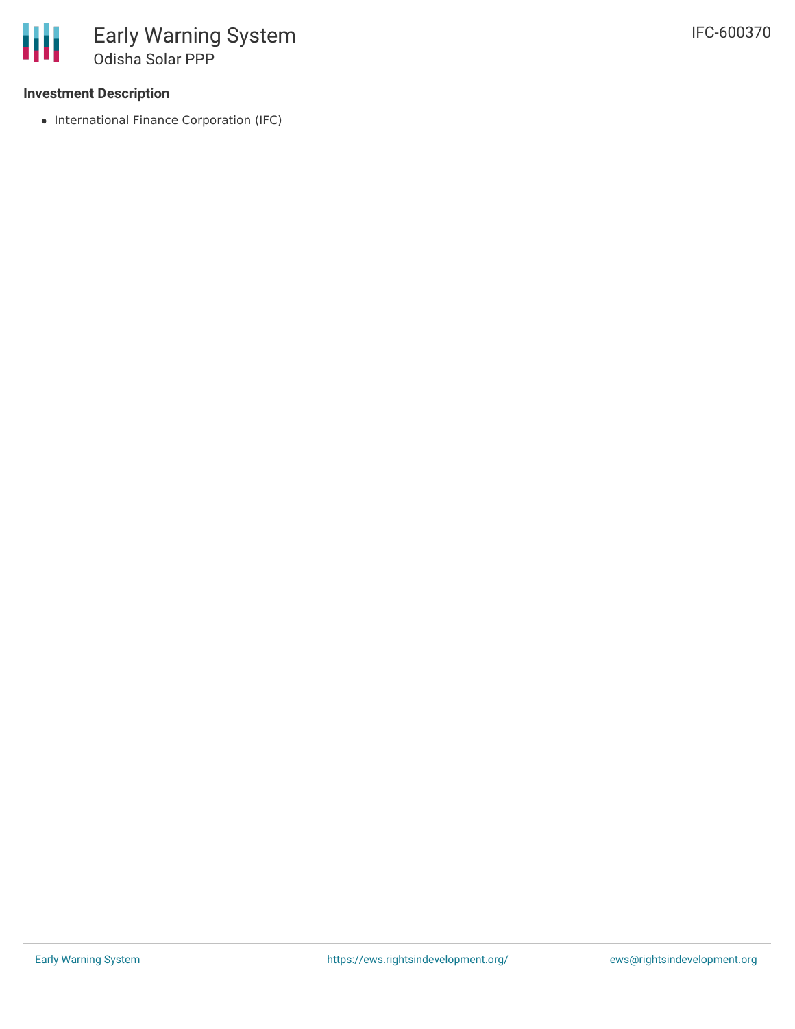### Investment Description

- International Finance Corporation (IFC)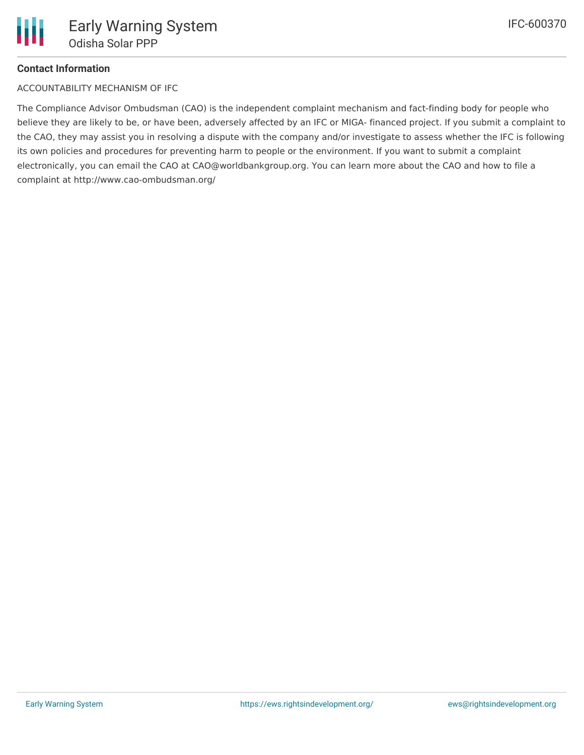**Contact Information**

ACCOUNTABILITY MECHANISM OF IFC

The Compliance Advisor Ombudsman (CAO) is the independent complaint mechanism and fact-finding body for people who believe they are likely to be, or have been, adversely affected by an IFC or MIGA- financed project. If you submit a complaint to the CAO, they may assist you in resolving a dispute with the company and/or investigate to assess whether the IFC is following its own policies and procedures for preventing harm to people or the environment. If you want to submit a complaint electronically, you can email the CAO at CAO@worldbankgroup.org. You can learn more about the CAO and how to file a complaint at http://www.cao-ombudsman.org/